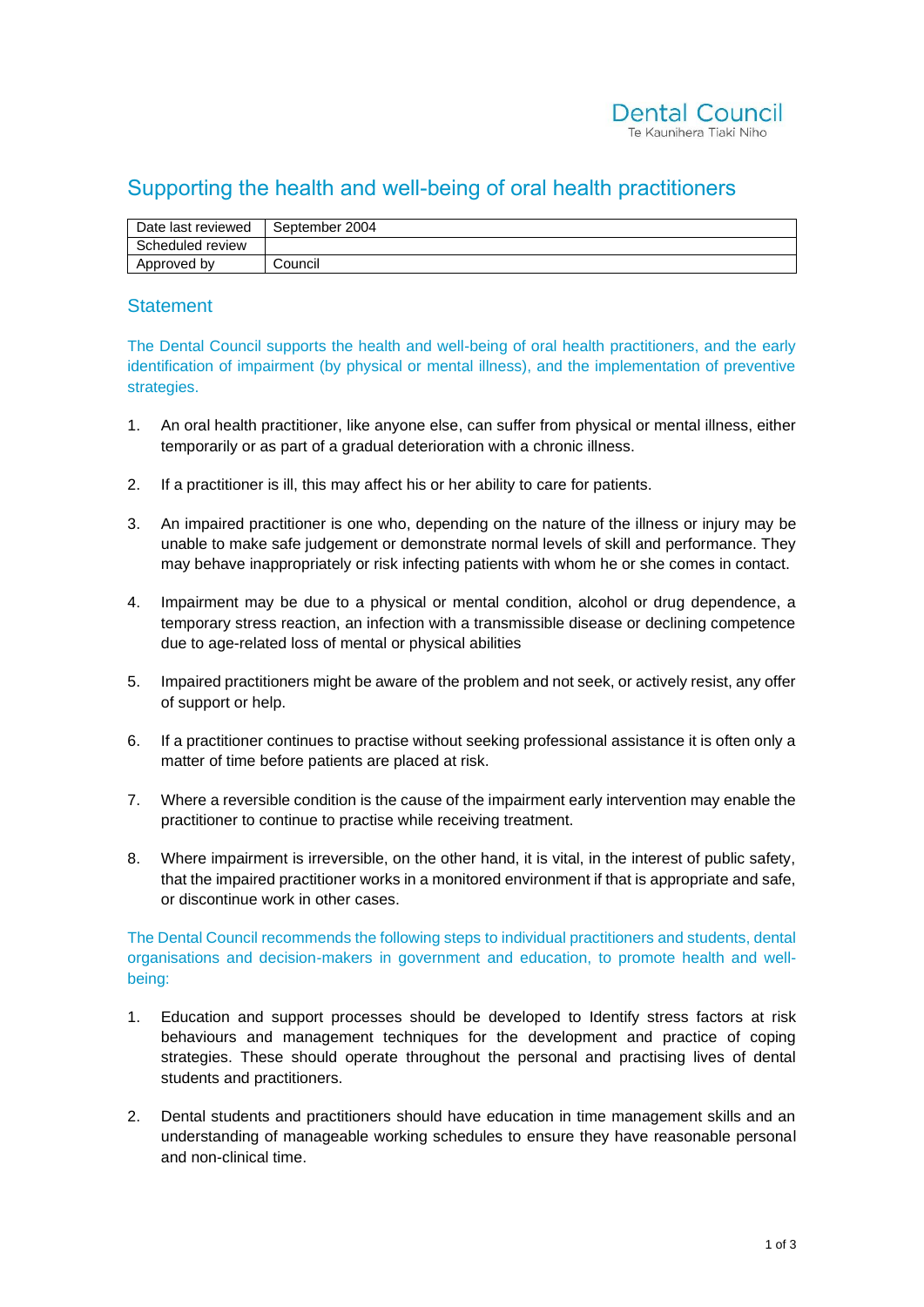Dental Council
Te Kaunihera Tiaki Niho

# Supporting the health and well-being of oral health practitioners

| Date last reviewed | September 2004 |
|---|---|
| Scheduled review | |
| Approved by | Council |

## Statement

The Dental Council supports the health and well-being of oral health practitioners, and the early identification of impairment (by physical or mental illness), and the implementation of preventive strategies.

1. An oral health practitioner, like anyone else, can suffer from physical or mental illness, either temporarily or as part of a gradual deterioration with a chronic illness.

2. If a practitioner is ill, this may affect his or her ability to care for patients.

3. An impaired practitioner is one who, depending on the nature of the illness or injury may be unable to make safe judgement or demonstrate normal levels of skill and performance. They may behave inappropriately or risk infecting patients with whom he or she comes in contact.

4. Impairment may be due to a physical or mental condition, alcohol or drug dependence, a temporary stress reaction, an infection with a transmissible disease or declining competence due to age-related loss of mental or physical abilities

5. Impaired practitioners might be aware of the problem and not seek, or actively resist, any offer of support or help.

6. If a practitioner continues to practise without seeking professional assistance it is often only a matter of time before patients are placed at risk.

7. Where a reversible condition is the cause of the impairment early intervention may enable the practitioner to continue to practise while receiving treatment.

8. Where impairment is irreversible, on the other hand, it is vital, in the interest of public safety, that the impaired practitioner works in a monitored environment if that is appropriate and safe, or discontinue work in other cases.

The Dental Council recommends the following steps to individual practitioners and students, dental organisations and decision-makers in government and education, to promote health and well-being:

1. Education and support processes should be developed to Identify stress factors at risk behaviours and management techniques for the development and practice of coping strategies. These should operate throughout the personal and practising lives of dental students and practitioners.

2. Dental students and practitioners should have education in time management skills and an understanding of manageable working schedules to ensure they have reasonable personal and non-clinical time.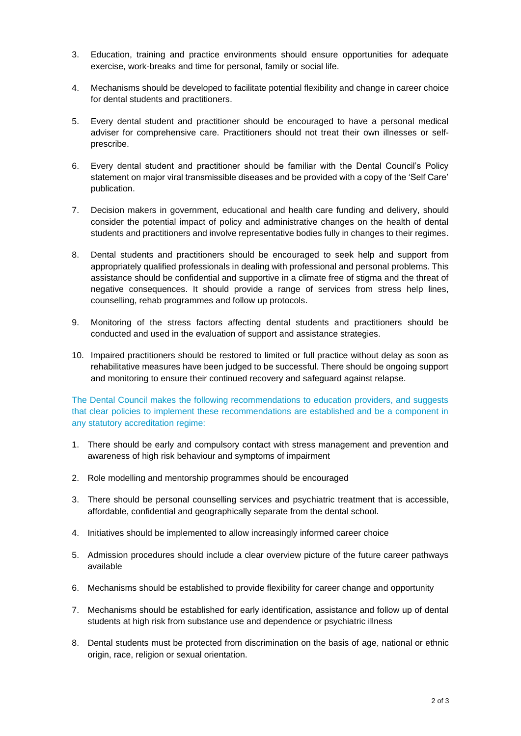3. Education, training and practice environments should ensure opportunities for adequate exercise, work-breaks and time for personal, family or social life.

4. Mechanisms should be developed to facilitate potential flexibility and change in career choice for dental students and practitioners.

5. Every dental student and practitioner should be encouraged to have a personal medical adviser for comprehensive care. Practitioners should not treat their own illnesses or self-prescribe.

6. Every dental student and practitioner should be familiar with the Dental Council's Policy statement on major viral transmissible diseases and be provided with a copy of the 'Self Care' publication.

7. Decision makers in government, educational and health care funding and delivery, should consider the potential impact of policy and administrative changes on the health of dental students and practitioners and involve representative bodies fully in changes to their regimes.

8. Dental students and practitioners should be encouraged to seek help and support from appropriately qualified professionals in dealing with professional and personal problems. This assistance should be confidential and supportive in a climate free of stigma and the threat of negative consequences. It should provide a range of services from stress help lines, counselling, rehab programmes and follow up protocols.

9. Monitoring of the stress factors affecting dental students and practitioners should be conducted and used in the evaluation of support and assistance strategies.

10. Impaired practitioners should be restored to limited or full practice without delay as soon as rehabilitative measures have been judged to be successful. There should be ongoing support and monitoring to ensure their continued recovery and safeguard against relapse.

The Dental Council makes the following recommendations to education providers, and suggests that clear policies to implement these recommendations are established and be a component in any statutory accreditation regime:

1. There should be early and compulsory contact with stress management and prevention and awareness of high risk behaviour and symptoms of impairment

2. Role modelling and mentorship programmes should be encouraged

3. There should be personal counselling services and psychiatric treatment that is accessible, affordable, confidential and geographically separate from the dental school.

4. Initiatives should be implemented to allow increasingly informed career choice

5. Admission procedures should include a clear overview picture of the future career pathways available

6. Mechanisms should be established to provide flexibility for career change and opportunity

7. Mechanisms should be established for early identification, assistance and follow up of dental students at high risk from substance use and dependence or psychiatric illness

8. Dental students must be protected from discrimination on the basis of age, national or ethnic origin, race, religion or sexual orientation.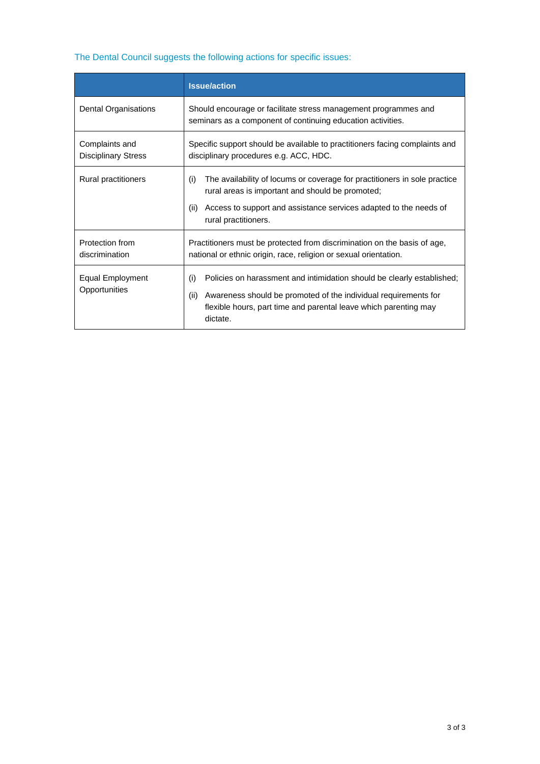The Dental Council suggests the following actions for specific issues:

| | Issue/action |
|---|---|
| Dental Organisations | Should encourage or facilitate stress management programmes and seminars as a component of continuing education activities. |
| Complaints and Disciplinary Stress | Specific support should be available to practitioners facing complaints and disciplinary procedures e.g. ACC, HDC. |
| Rural practitioners | (i) The availability of locums or coverage for practitioners in sole practice rural areas is important and should be promoted;<br>(ii) Access to support and assistance services adapted to the needs of rural practitioners. |
| Protection from discrimination | Practitioners must be protected from discrimination on the basis of age, national or ethnic origin, race, religion or sexual orientation. |
| Equal Employment Opportunities | (i) Policies on harassment and intimidation should be clearly established;<br>(ii) Awareness should be promoted of the individual requirements for flexible hours, part time and parental leave which parenting may dictate. |